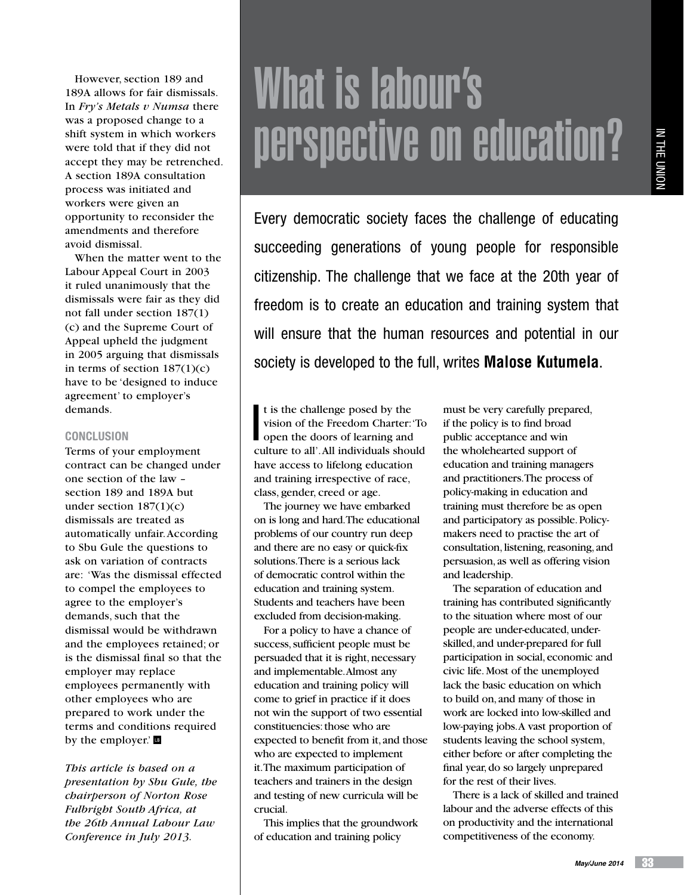However, section 189 and 189A allows for fair dismissals. In *Fry's Metals v Numsa* there was a proposed change to a shift system in which workers were told that if they did not accept they may be retrenched. A section 189A consultation process was initiated and workers were given an opportunity to reconsider the amendments and therefore avoid dismissal.

When the matter went to the Labour Appeal Court in 2003 it ruled unanimously that the dismissals were fair as they did not fall under section 187(1)(c) and the Supreme Court of Appeal upheld the judgment in 2005 arguing that dismissals in terms of section 187(1)(c) have to be 'designed to induce agreement' to employer's demands.

### CONCLUSION

Terms of your employment contract can be changed under one section of the law – section 189 and 189A but under section 187(1)(c) dismissals are treated as automatically unfair. According to Sbu Gule the questions to ask on variation of contracts are: 'Was the dismissal effected to compel the employees to agree to the employer's demands, such that the dismissal would be withdrawn and the employees retained; or is the dismissal final so that the employer may replace employees permanently with other employees who are prepared to work under the terms and conditions required by the employer.'

*This article is based on a presentation by Sbu Gule, the chairperson of Norton Rose Fulbright South Africa, at the 26th Annual Labour Law Conference in July 2013.*

# What is labour's perspective on education?

Every democratic society faces the challenge of educating succeeding generations of young people for responsible citizenship. The challenge that we face at the 20th year of freedom is to create an education and training system that will ensure that the human resources and potential in our society is developed to the full, writes **Malose Kutumela**.

It is the challenge posed by the vision of the Freedom Charter: 'To open the doors of learning and culture to all'. All individuals should have access to lifelong education and training irrespective of race, class, gender, creed or age.

The journey we have embarked on is long and hard. The educational problems of our country run deep and there are no easy or quick-fix solutions. There is a serious lack of democratic control within the education and training system. Students and teachers have been excluded from decision-making.

For a policy to have a chance of success, sufficient people must be persuaded that it is right, necessary and implementable. Almost any education and training policy will come to grief in practice if it does not win the support of two essential constituencies: those who are expected to benefit from it, and those who are expected to implement it. The maximum participation of teachers and trainers in the design and testing of new curricula will be crucial.

This implies that the groundwork of education and training policy must be very carefully prepared, if the policy is to find broad public acceptance and win the wholehearted support of education and training managers and practitioners. The process of policy-making in education and training must therefore be as open and participatory as possible. Policy-makers need to practise the art of consultation, listening, reasoning, and persuasion, as well as offering vision and leadership.

The separation of education and training has contributed significantly to the situation where most of our people are under-educated, under-skilled, and under-prepared for full participation in social, economic and civic life. Most of the unemployed lack the basic education on which to build on, and many of those in work are locked into low-skilled and low-paying jobs. A vast proportion of students leaving the school system, either before or after completing the final year, do so largely unprepared for the rest of their lives.

There is a lack of skilled and trained labour and the adverse effects of this on productivity and the international competitiveness of the economy.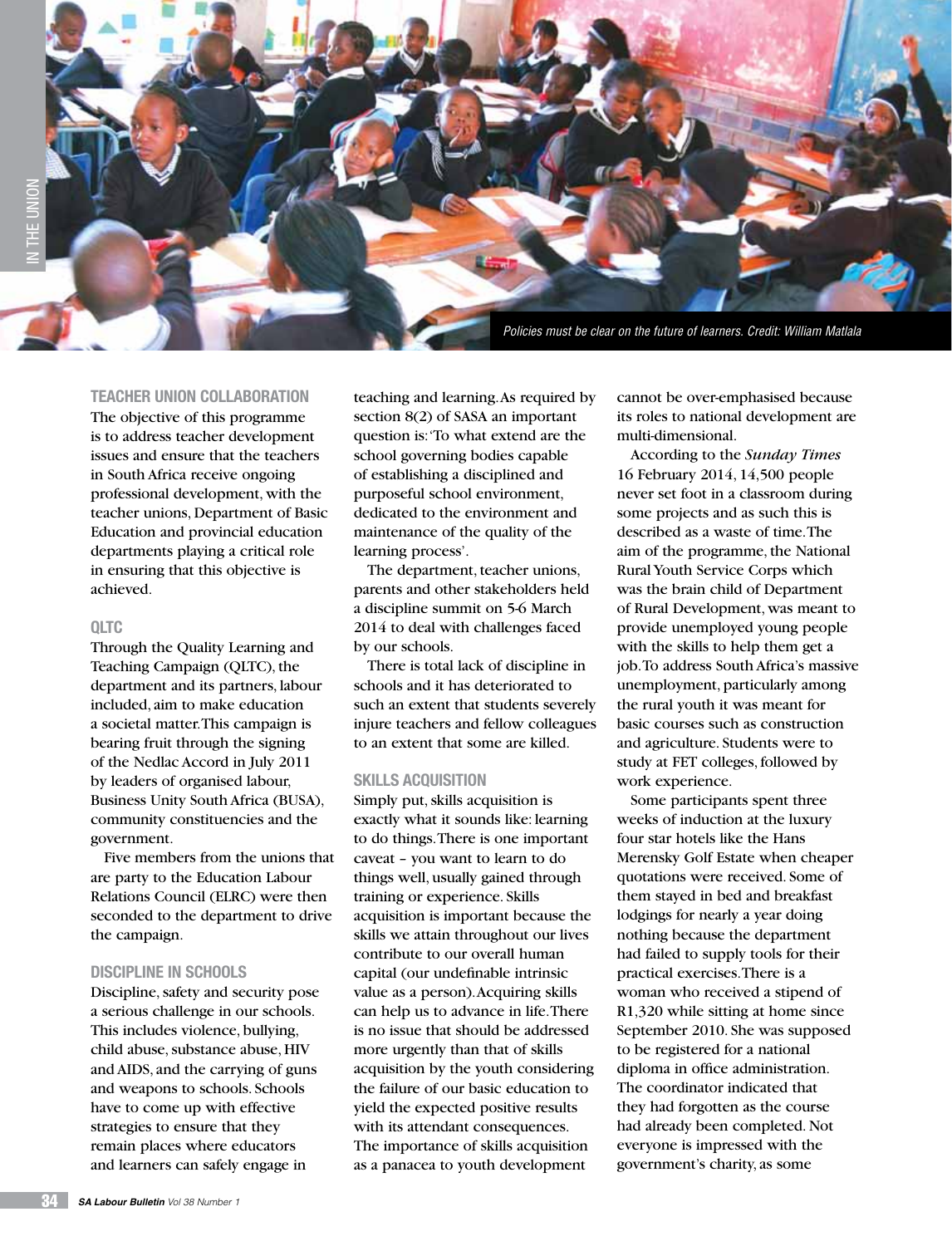Policies must be clear on the future of learners. Credit: William Matlala

### TEACHER UNION COLLABORATION

The objective of this programme is to address teacher development issues and ensure that the teachers in South Africa receive ongoing professional development, with the teacher unions, Department of Basic Education and provincial education departments playing a critical role in ensuring that this objective is achieved.

### QLTC

Through the Quality Learning and Teaching Campaign (QLTC), the department and its partners, labour included, aim to make education a societal matter. This campaign is bearing fruit through the signing of the Nedlac Accord in July 2011 by leaders of organised labour, Business Unity South Africa (BUSA), community constituencies and the government.

Five members from the unions that are party to the Education Labour Relations Council (ELRC) were then seconded to the department to drive the campaign.

### DISCIPLINE IN SCHOOLS

Discipline, safety and security pose a serious challenge in our schools. This includes violence, bullying, child abuse, substance abuse, HIV and AIDS, and the carrying of guns and weapons to schools. Schools have to come up with effective strategies to ensure that they remain places where educators and learners can safely engage in teaching and learning. As required by section 8(2) of SASA an important question is: 'To what extend are the school governing bodies capable of establishing a disciplined and purposeful school environment, dedicated to the environment and maintenance of the quality of the learning process'.

The department, teacher unions, parents and other stakeholders held a discipline summit on 5-6 March 2014 to deal with challenges faced by our schools.

There is total lack of discipline in schools and it has deteriorated to such an extent that students severely injure teachers and fellow colleagues to an extent that some are killed.

### SKILLS ACQUISITION

Simply put, skills acquisition is exactly what it sounds like: learning to do things. There is one important caveat – you want to learn to do things well, usually gained through training or experience. Skills acquisition is important because the skills we attain throughout our lives contribute to our overall human capital (our undefinable intrinsic value as a person). Acquiring skills can help us to advance in life. There is no issue that should be addressed more urgently than that of skills acquisition by the youth considering the failure of our basic education to yield the expected positive results with its attendant consequences. The importance of skills acquisition as a panacea to youth development cannot be over-emphasised because its roles to national development are multi-dimensional.

According to the *Sunday Times* 16 February 2014, 14,500 people never set foot in a classroom during some projects and as such this is described as a waste of time. The aim of the programme, the National Rural Youth Service Corps which was the brain child of Department of Rural Development, was meant to provide unemployed young people with the skills to help them get a job. To address South Africa's massive unemployment, particularly among the rural youth it was meant for basic courses such as construction and agriculture. Students were to study at FET colleges, followed by work experience.

Some participants spent three weeks of induction at the luxury four star hotels like the Hans Merensky Golf Estate when cheaper quotations were received. Some of them stayed in bed and breakfast lodgings for nearly a year doing nothing because the department had failed to supply tools for their practical exercises. There is a woman who received a stipend of R1,320 while sitting at home since September 2010. She was supposed to be registered for a national diploma in office administration. The coordinator indicated that they had forgotten as the course had already been completed. Not everyone is impressed with the government's charity, as some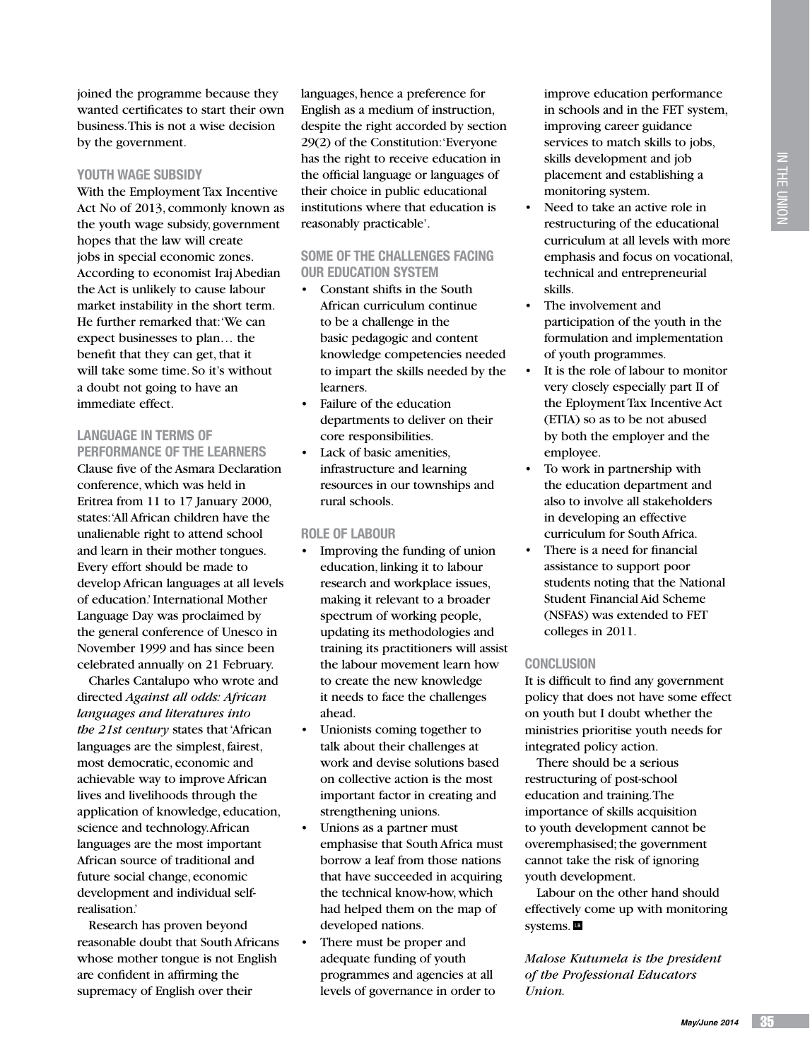joined the programme because they wanted certificates to start their own business. This is not a wise decision by the government.

## YOUTH WAGE SUBSIDY

With the Employment Tax Incentive Act No of 2013, commonly known as the youth wage subsidy, government hopes that the law will create jobs in special economic zones. According to economist Iraj Abedian the Act is unlikely to cause labour market instability in the short term. He further remarked that: 'We can expect businesses to plan… the benefit that they can get, that it will take some time. So it's without a doubt not going to have an immediate effect.

## LANGUAGE IN TERMS OF PERFORMANCE OF THE LEARNERS

Clause five of the Asmara Declaration conference, which was held in Eritrea from 11 to 17 January 2000, states: 'All African children have the unalienable right to attend school and learn in their mother tongues. Every effort should be made to develop African languages at all levels of education.' International Mother Language Day was proclaimed by the general conference of Unesco in November 1999 and has since been celebrated annually on 21 February.

Charles Cantalupo who wrote and directed *Against all odds: African languages and literatures into the 21st century* states that 'African languages are the simplest, fairest, most democratic, economic and achievable way to improve African lives and livelihoods through the application of knowledge, education, science and technology. African languages are the most important African source of traditional and future social change, economic development and individual self-realisation.'

Research has proven beyond reasonable doubt that South Africans whose mother tongue is not English are confident in affirming the supremacy of English over their languages, hence a preference for English as a medium of instruction, despite the right accorded by section 29(2) of the Constitution: 'Everyone has the right to receive education in the official language or languages of their choice in public educational institutions where that education is reasonably practicable'.

## SOME OF THE CHALLENGES FACING OUR EDUCATION SYSTEM

- Constant shifts in the South African curriculum continue to be a challenge in the basic pedagogic and content knowledge competencies needed to impart the skills needed by the learners.
- Failure of the education departments to deliver on their core responsibilities.
- Lack of basic amenities, infrastructure and learning resources in our townships and rural schools.

## ROLE OF LABOUR

- Improving the funding of union education, linking it to labour research and workplace issues, making it relevant to a broader spectrum of working people, updating its methodologies and training its practitioners will assist the labour movement learn how to create the new knowledge it needs to face the challenges ahead.
- Unionists coming together to talk about their challenges at work and devise solutions based on collective action is the most important factor in creating and strengthening unions.
- Unions as a partner must emphasise that South Africa must borrow a leaf from those nations that have succeeded in acquiring the technical know-how, which had helped them on the map of developed nations.
- There must be proper and adequate funding of youth programmes and agencies at all levels of governance in order to improve education performance in schools and in the FET system, improving career guidance services to match skills to jobs, skills development and job placement and establishing a monitoring system.
- Need to take an active role in restructuring of the educational curriculum at all levels with more emphasis and focus on vocational, technical and entrepreneurial skills.
- The involvement and participation of the youth in the formulation and implementation of youth programmes.
- It is the role of labour to monitor very closely especially part II of the Eployment Tax Incentive Act (ETIA) so as to be not abused by both the employer and the employee.
- To work in partnership with the education department and also to involve all stakeholders in developing an effective curriculum for South Africa.
- There is a need for financial assistance to support poor students noting that the National Student Financial Aid Scheme (NSFAS) was extended to FET colleges in 2011.

## CONCLUSION

It is difficult to find any government policy that does not have some effect on youth but I doubt whether the ministries prioritise youth needs for integrated policy action.

There should be a serious restructuring of post-school education and training. The importance of skills acquisition to youth development cannot be overemphasised; the government cannot take the risk of ignoring youth development.

Labour on the other hand should effectively come up with monitoring systems.

*Malose Kutumela is the president of the Professional Educators Union.*